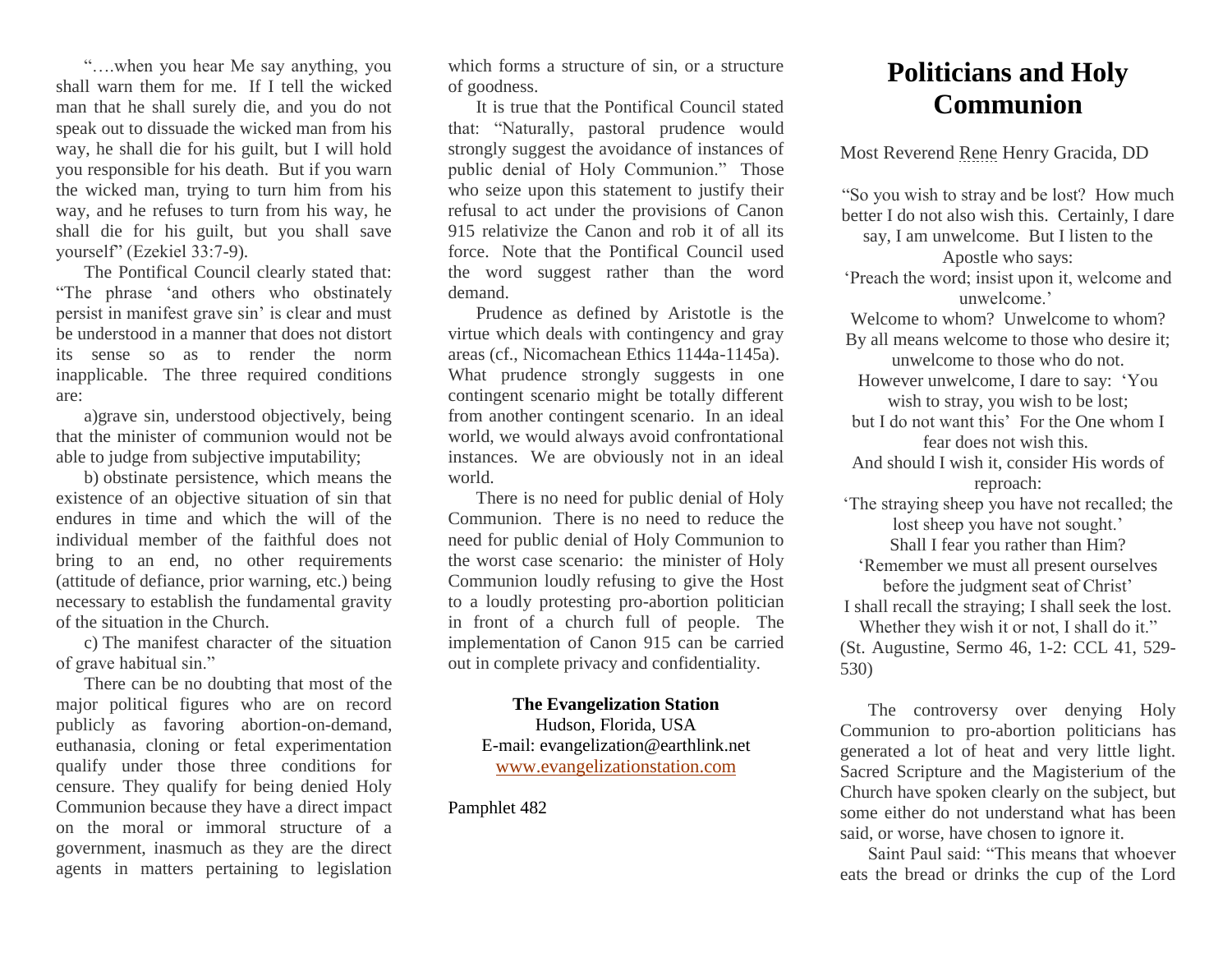"….when you hear Me say anything, you shall warn them for me. If I tell the wicked man that he shall surely die, and you do not speak out to dissuade the wicked man from his way, he shall die for his guilt, but I will hold you responsible for his death. But if you warn the wicked man, trying to turn him from his way, and he refuses to turn from his way, he shall die for his guilt, but you shall save yourself" (Ezekiel 33:7-9).

The Pontifical Council clearly stated that: "The phrase 'and others who obstinately persist in manifest grave sin' is clear and must be understood in a manner that does not distort its sense so as to render the norm inapplicable. The three required conditions are:

a)grave sin, understood objectively, being that the minister of communion would not be able to judge from subjective imputability;

b) obstinate persistence, which means the existence of an objective situation of sin that endures in time and which the will of the individual member of the faithful does not bring to an end, no other requirements (attitude of defiance, prior warning, etc.) being necessary to establish the fundamental gravity of the situation in the Church.

c) The manifest character of the situation of grave habitual sin."

There can be no doubting that most of the major political figures who are on record publicly as favoring abortion-on-demand, euthanasia, cloning or fetal experimentation qualify under those three conditions for censure. They qualify for being denied Holy Communion because they have a direct impact on the moral or immoral structure of a government, inasmuch as they are the direct agents in matters pertaining to legislation which forms a structure of sin, or a structure of goodness.

It is true that the Pontifical Council stated that: "Naturally, pastoral prudence would strongly suggest the avoidance of instances of public denial of Holy Communion." Those who seize upon this statement to justify their refusal to act under the provisions of Canon 915 relativize the Canon and rob it of all its force. Note that the Pontifical Council used the word suggest rather than the word demand.

Prudence as defined by Aristotle is the virtue which deals with contingency and gray areas (cf., Nicomachean Ethics 1144a-1145a). What prudence strongly suggests in one contingent scenario might be totally different from another contingent scenario. In an ideal world, we would always avoid confrontational instances. We are obviously not in an ideal world.

There is no need for public denial of Holy Communion. There is no need to reduce the need for public denial of Holy Communion to the worst case scenario: the minister of Holy Communion loudly refusing to give the Host to a loudly protesting pro-abortion politician in front of a church full of people. The implementation of Canon 915 can be carried out in complete privacy and confidentiality.

**The Evangelization Station**
Hudson, Florida, USA
E-mail: evangelization@earthlink.net
www.evangelizationstation.com

Pamphlet 482

# Politicians and Holy Communion

Most Reverend Rene Henry Gracida, DD

"So you wish to stray and be lost? How much better I do not also wish this. Certainly, I dare say, I am unwelcome. But I listen to the Apostle who says:
'Preach the word; insist upon it, welcome and unwelcome.'
Welcome to whom? Unwelcome to whom? By all means welcome to those who desire it; unwelcome to those who do not.
However unwelcome, I dare to say: 'You wish to stray, you wish to be lost;
but I do not want this' For the One whom I fear does not wish this.
And should I wish it, consider His words of reproach:
'The straying sheep you have not recalled; the lost sheep you have not sought.'
Shall I fear you rather than Him?
'Remember we must all present ourselves before the judgment seat of Christ'
I shall recall the straying; I shall seek the lost.
Whether they wish it or not, I shall do it."
(St. Augustine, Sermo 46, 1-2: CCL 41, 529-530)

The controversy over denying Holy Communion to pro-abortion politicians has generated a lot of heat and very little light. Sacred Scripture and the Magisterium of the Church have spoken clearly on the subject, but some either do not understand what has been said, or worse, have chosen to ignore it.

Saint Paul said: "This means that whoever eats the bread or drinks the cup of the Lord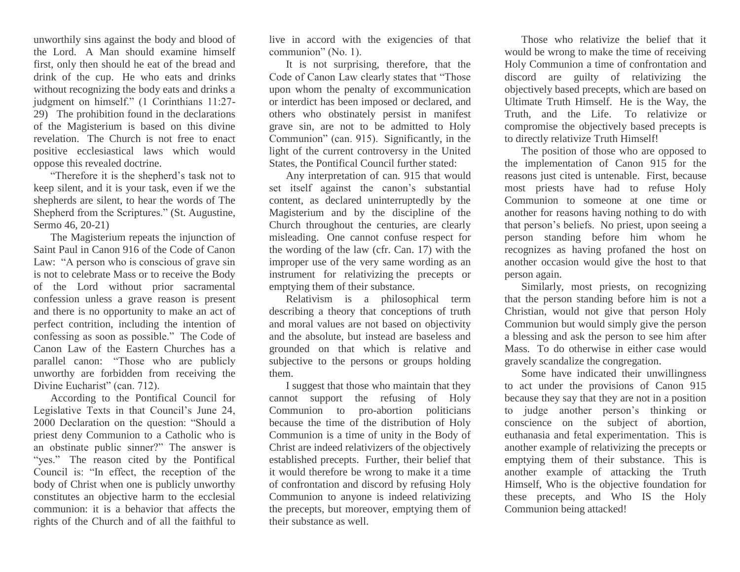unworthily sins against the body and blood of the Lord. A Man should examine himself first, only then should he eat of the bread and drink of the cup. He who eats and drinks without recognizing the body eats and drinks a judgment on himself." (1 Corinthians 11:27-29) The prohibition found in the declarations of the Magisterium is based on this divine revelation. The Church is not free to enact positive ecclesiastical laws which would oppose this revealed doctrine.

"Therefore it is the shepherd's task not to keep silent, and it is your task, even if we the shepherds are silent, to hear the words of The Shepherd from the Scriptures." (St. Augustine, Sermo 46, 20-21)

The Magisterium repeats the injunction of Saint Paul in Canon 916 of the Code of Canon Law: "A person who is conscious of grave sin is not to celebrate Mass or to receive the Body of the Lord without prior sacramental confession unless a grave reason is present and there is no opportunity to make an act of perfect contrition, including the intention of confessing as soon as possible." The Code of Canon Law of the Eastern Churches has a parallel canon: "Those who are publicly unworthy are forbidden from receiving the Divine Eucharist" (can. 712).

According to the Pontifical Council for Legislative Texts in that Council's June 24, 2000 Declaration on the question: "Should a priest deny Communion to a Catholic who is an obstinate public sinner?" The answer is "yes." The reason cited by the Pontifical Council is: "In effect, the reception of the body of Christ when one is publicly unworthy constitutes an objective harm to the ecclesial communion: it is a behavior that affects the rights of the Church and of all the faithful to live in accord with the exigencies of that communion" (No. 1).

It is not surprising, therefore, that the Code of Canon Law clearly states that "Those upon whom the penalty of excommunication or interdict has been imposed or declared, and others who obstinately persist in manifest grave sin, are not to be admitted to Holy Communion" (can. 915). Significantly, in the light of the current controversy in the United States, the Pontifical Council further stated:

Any interpretation of can. 915 that would set itself against the canon's substantial content, as declared uninterruptedly by the Magisterium and by the discipline of the Church throughout the centuries, are clearly misleading. One cannot confuse respect for the wording of the law (cfr. Can. 17) with the improper use of the very same wording as an instrument for relativizing the precepts or emptying them of their substance.

Relativism is a philosophical term describing a theory that conceptions of truth and moral values are not based on objectivity and the absolute, but instead are baseless and grounded on that which is relative and subjective to the persons or groups holding them.

I suggest that those who maintain that they cannot support the refusing of Holy Communion to pro-abortion politicians because the time of the distribution of Holy Communion is a time of unity in the Body of Christ are indeed relativizers of the objectively established precepts. Further, their belief that it would therefore be wrong to make it a time of confrontation and discord by refusing Holy Communion to anyone is indeed relativizing the precepts, but moreover, emptying them of their substance as well.

Those who relativize the belief that it would be wrong to make the time of receiving Holy Communion a time of confrontation and discord are guilty of relativizing the objectively based precepts, which are based on Ultimate Truth Himself. He is the Way, the Truth, and the Life. To relativize or compromise the objectively based precepts is to directly relativize Truth Himself!

The position of those who are opposed to the implementation of Canon 915 for the reasons just cited is untenable. First, because most priests have had to refuse Holy Communion to someone at one time or another for reasons having nothing to do with that person's beliefs. No priest, upon seeing a person standing before him whom he recognizes as having profaned the host on another occasion would give the host to that person again.

Similarly, most priests, on recognizing that the person standing before him is not a Christian, would not give that person Holy Communion but would simply give the person a blessing and ask the person to see him after Mass. To do otherwise in either case would gravely scandalize the congregation.

Some have indicated their unwillingness to act under the provisions of Canon 915 because they say that they are not in a position to judge another person's thinking or conscience on the subject of abortion, euthanasia and fetal experimentation. This is another example of relativizing the precepts or emptying them of their substance. This is another example of attacking the Truth Himself, Who is the objective foundation for these precepts, and Who IS the Holy Communion being attacked!